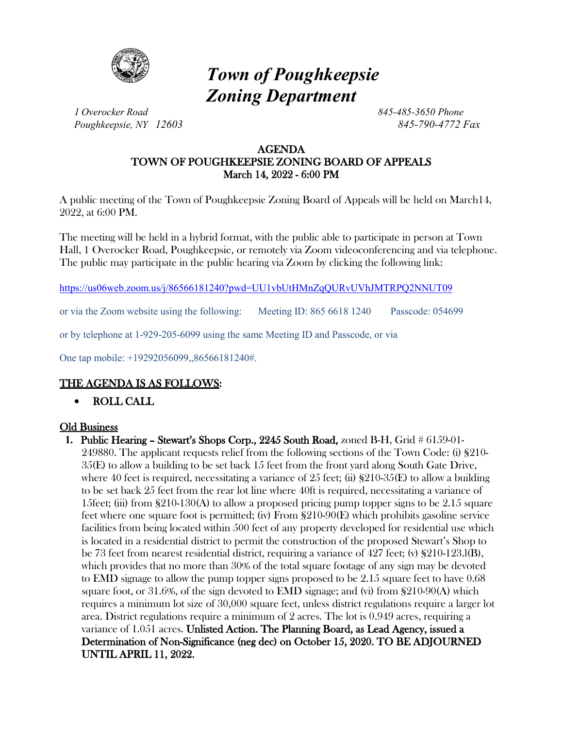# *Town of Poughkeepsie Zoning Department*

*1 Overocker Road*
*Poughkeepsie, NY 12603*

*845-485-3650 Phone*
*845-790-4772 Fax*

## AGENDA
## TOWN OF POUGHKEEPSIE ZONING BOARD OF APPEALS
## March 14, 2022 - 6:00 PM

A public meeting of the Town of Poughkeepsie Zoning Board of Appeals will be held on March14, 2022, at 6:00 PM.

The meeting will be held in a hybrid format, with the public able to participate in person at Town Hall, 1 Overocker Road, Poughkeepsie, or remotely via Zoom videoconferencing and via telephone. The public may participate in the public hearing via Zoom by clicking the following link:

https://us06web.zoom.us/j/86566181240?pwd=UU1vbUtHMnZqQURvUVhJMTRPQ2NNUT09

or via the Zoom website using the following: Meeting ID: 865 6618 1240 Passcode: 054699

or by telephone at 1-929-205-6099 using the same Meeting ID and Passcode, or via

One tap mobile: +19292056099,,86566181240#.

## THE AGENDA IS AS FOLLOWS:

- ROLL CALL

### Old Business

1. **Public Hearing – Stewart's Shops Corp., 2245 South Road,** zoned B-H, Grid # 6159-01-249880. The applicant requests relief from the following sections of the Town Code: (i) §210-35(E) to allow a building to be set back 15 feet from the front yard along South Gate Drive, where 40 feet is required, necessitating a variance of 25 feet; (ii) §210-35(E) to allow a building to be set back 25 feet from the rear lot line where 40ft is required, necessitating a variance of 15feet; (iii) from §210-130(A) to allow a proposed pricing pump topper signs to be 2.15 square feet where one square foot is permitted; (iv) From §210-90(E) which prohibits gasoline service facilities from being located within 500 feet of any property developed for residential use which is located in a residential district to permit the construction of the proposed Stewart's Shop to be 73 feet from nearest residential district, requiring a variance of 427 feet; (v) §210-123.l(B), which provides that no more than 30% of the total square footage of any sign may be devoted to EMD signage to allow the pump topper signs proposed to be 2.15 square feet to have 0.68 square foot, or 31.6%, of the sign devoted to EMD signage; and (vi) from §210-90(A) which requires a minimum lot size of 30,000 square feet, unless district regulations require a larger lot area. District regulations require a minimum of 2 acres. The lot is 0.949 acres, requiring a variance of 1.051 acres. **Unlisted Action. The Planning Board, as Lead Agency, issued a Determination of Non-Significance (neg dec) on October 15, 2020. TO BE ADJOURNED UNTIL APRIL 11, 2022.**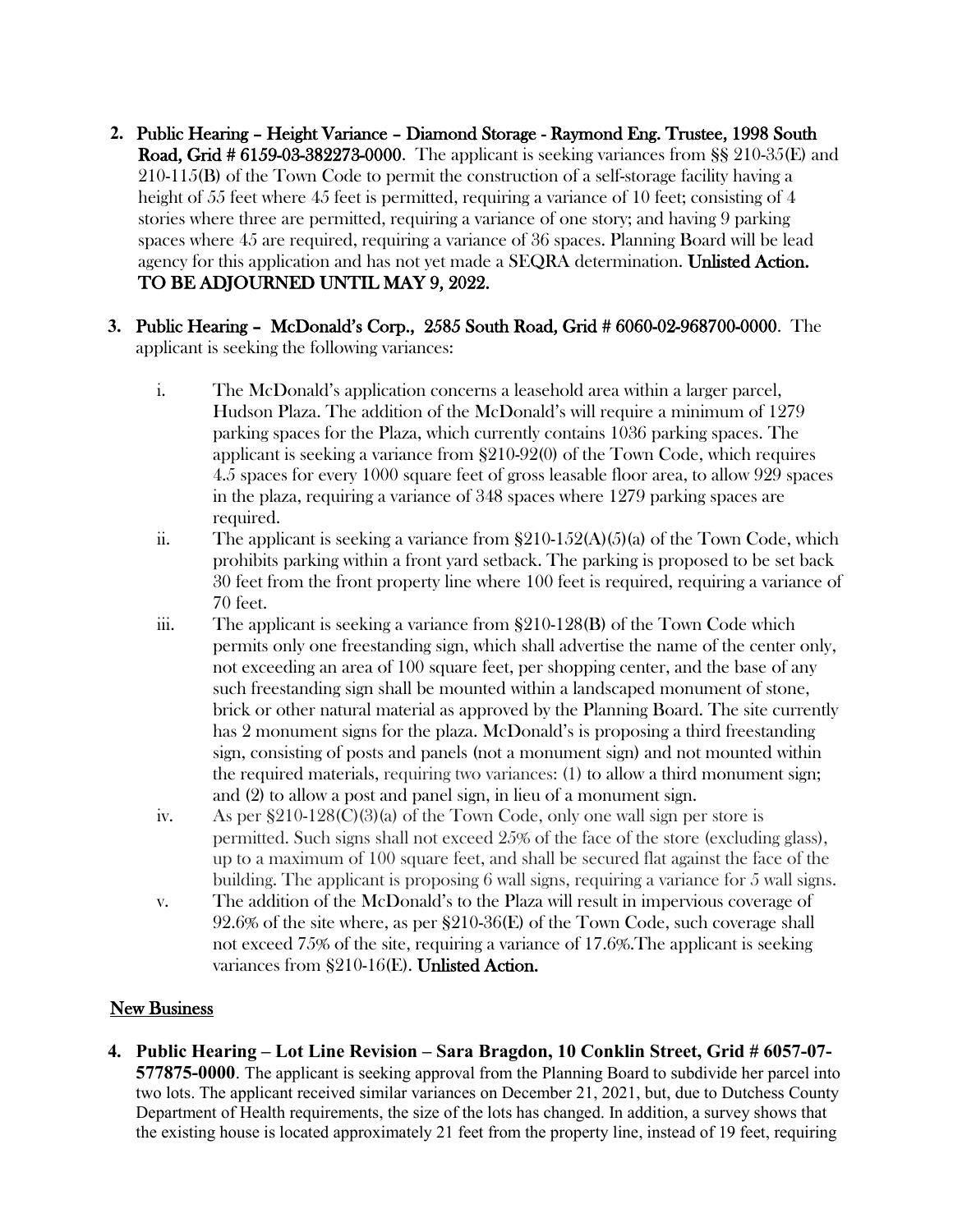2. **Public Hearing – Height Variance – Diamond Storage - Raymond Eng. Trustee, 1998 South Road, Grid # 6159-03-382273-0000**. The applicant is seeking variances from §§ 210-35(E) and 210-115(B) of the Town Code to permit the construction of a self-storage facility having a height of 55 feet where 45 feet is permitted, requiring a variance of 10 feet; consisting of 4 stories where three are permitted, requiring a variance of one story; and having 9 parking spaces where 45 are required, requiring a variance of 36 spaces. Planning Board will be lead agency for this application and has not yet made a SEQRA determination. **Unlisted Action. TO BE ADJOURNED UNTIL MAY 9, 2022.**

3. **Public Hearing – McDonald's Corp., 2585 South Road, Grid # 6060-02-968700-0000**. The applicant is seeking the following variances:

    i. The McDonald's application concerns a leasehold area within a larger parcel, Hudson Plaza. The addition of the McDonald's will require a minimum of 1279 parking spaces for the Plaza, which currently contains 1036 parking spaces. The applicant is seeking a variance from §210-92(0) of the Town Code, which requires 4.5 spaces for every 1000 square feet of gross leasable floor area, to allow 929 spaces in the plaza, requiring a variance of 348 spaces where 1279 parking spaces are required.

    ii. The applicant is seeking a variance from §210-152(A)(5)(a) of the Town Code, which prohibits parking within a front yard setback. The parking is proposed to be set back 30 feet from the front property line where 100 feet is required, requiring a variance of 70 feet.

    iii. The applicant is seeking a variance from §210-128(B) of the Town Code which permits only one freestanding sign, which shall advertise the name of the center only, not exceeding an area of 100 square feet, per shopping center, and the base of any such freestanding sign shall be mounted within a landscaped monument of stone, brick or other natural material as approved by the Planning Board. The site currently has 2 monument signs for the plaza. McDonald's is proposing a third freestanding sign, consisting of posts and panels (not a monument sign) and not mounted within the required materials, requiring two variances: (1) to allow a third monument sign; and (2) to allow a post and panel sign, in lieu of a monument sign.

    iv. As per §210-128(C)(3)(a) of the Town Code, only one wall sign per store is permitted. Such signs shall not exceed 25% of the face of the store (excluding glass), up to a maximum of 100 square feet, and shall be secured flat against the face of the building. The applicant is proposing 6 wall signs, requiring a variance for 5 wall signs.

    v. The addition of the McDonald's to the Plaza will result in impervious coverage of 92.6% of the site where, as per §210-36(E) of the Town Code, such coverage shall not exceed 75% of the site, requiring a variance of 17.6%.The applicant is seeking variances from §210-16(E). **Unlisted Action.**

## <u>New Business</u>

4. **Public Hearing – Lot Line Revision – Sara Bragdon, 10 Conklin Street, Grid # 6057-07-577875-0000**. The applicant is seeking approval from the Planning Board to subdivide her parcel into two lots. The applicant received similar variances on December 21, 2021, but, due to Dutchess County Department of Health requirements, the size of the lots has changed. In addition, a survey shows that the existing house is located approximately 21 feet from the property line, instead of 19 feet, requiring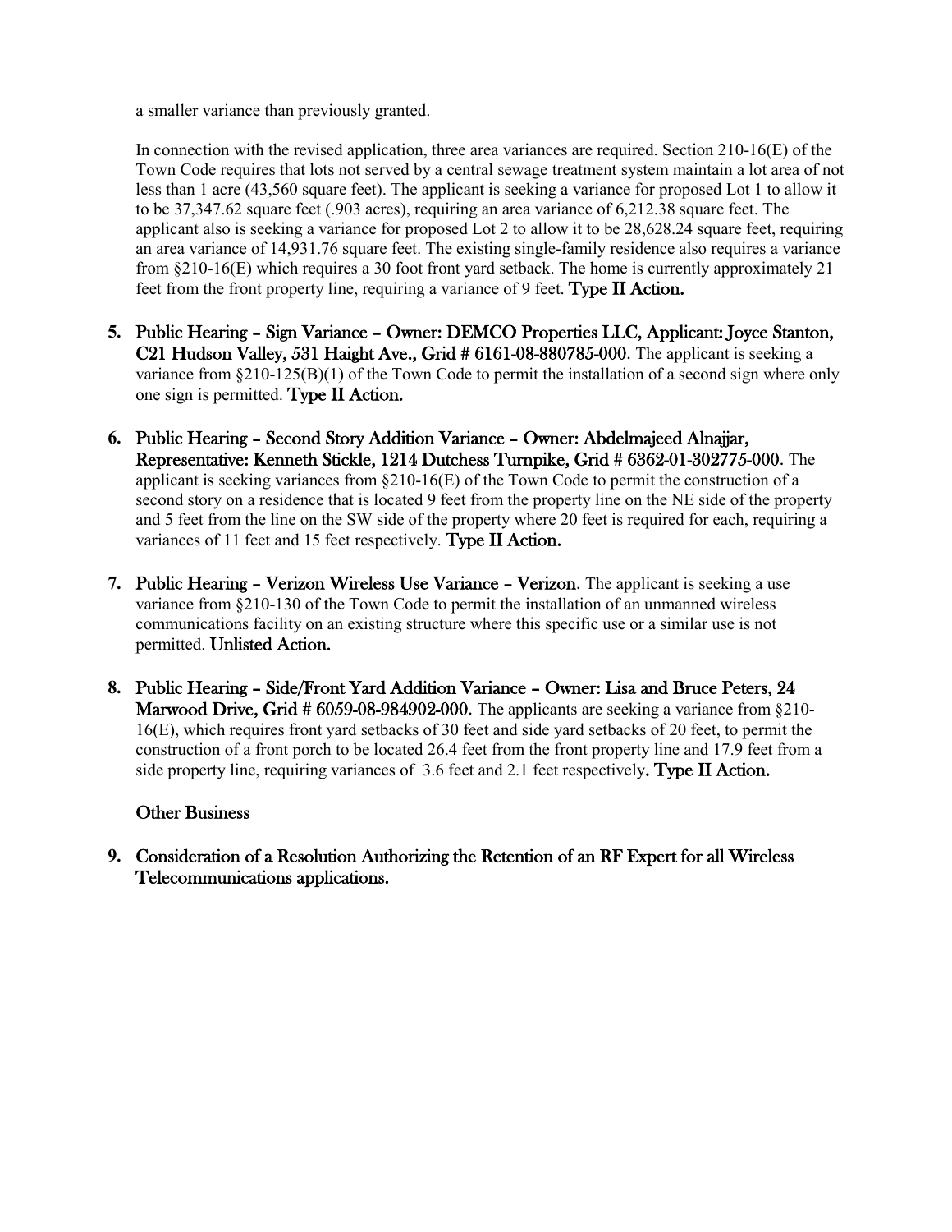a smaller variance than previously granted.

In connection with the revised application, three area variances are required. Section 210-16(E) of the Town Code requires that lots not served by a central sewage treatment system maintain a lot area of not less than 1 acre (43,560 square feet). The applicant is seeking a variance for proposed Lot 1 to allow it to be 37,347.62 square feet (.903 acres), requiring an area variance of 6,212.38 square feet. The applicant also is seeking a variance for proposed Lot 2 to allow it to be 28,628.24 square feet, requiring an area variance of 14,931.76 square feet. The existing single-family residence also requires a variance from §210-16(E) which requires a 30 foot front yard setback. The home is currently approximately 21 feet from the front property line, requiring a variance of 9 feet. **Type II Action.**

5. **Public Hearing – Sign Variance – Owner: DEMCO Properties LLC, Applicant: Joyce Stanton, C21 Hudson Valley, 531 Haight Ave., Grid # 6161-08-880785-000.** The applicant is seeking a variance from §210-125(B)(1) of the Town Code to permit the installation of a second sign where only one sign is permitted. **Type II Action.**

6. **Public Hearing – Second Story Addition Variance – Owner: Abdelmajeed Alnajjar, Representative: Kenneth Stickle, 1214 Dutchess Turnpike, Grid # 6362-01-302775-000.** The applicant is seeking variances from §210-16(E) of the Town Code to permit the construction of a second story on a residence that is located 9 feet from the property line on the NE side of the property and 5 feet from the line on the SW side of the property where 20 feet is required for each, requiring a variances of 11 feet and 15 feet respectively. **Type II Action.**

7. **Public Hearing – Verizon Wireless Use Variance – Verizon.** The applicant is seeking a use variance from §210-130 of the Town Code to permit the installation of an unmanned wireless communications facility on an existing structure where this specific use or a similar use is not permitted. **Unlisted Action.**

8. **Public Hearing – Side/Front Yard Addition Variance – Owner: Lisa and Bruce Peters, 24 Marwood Drive, Grid # 6059-08-984902-000.** The applicants are seeking a variance from §210-16(E), which requires front yard setbacks of 30 feet and side yard setbacks of 20 feet, to permit the construction of a front porch to be located 26.4 feet from the front property line and 17.9 feet from a side property line, requiring variances of 3.6 feet and 2.1 feet respectively**. Type II Action.**

<u>Other Business</u>

9. **Consideration of a Resolution Authorizing the Retention of an RF Expert for all Wireless Telecommunications applications.**